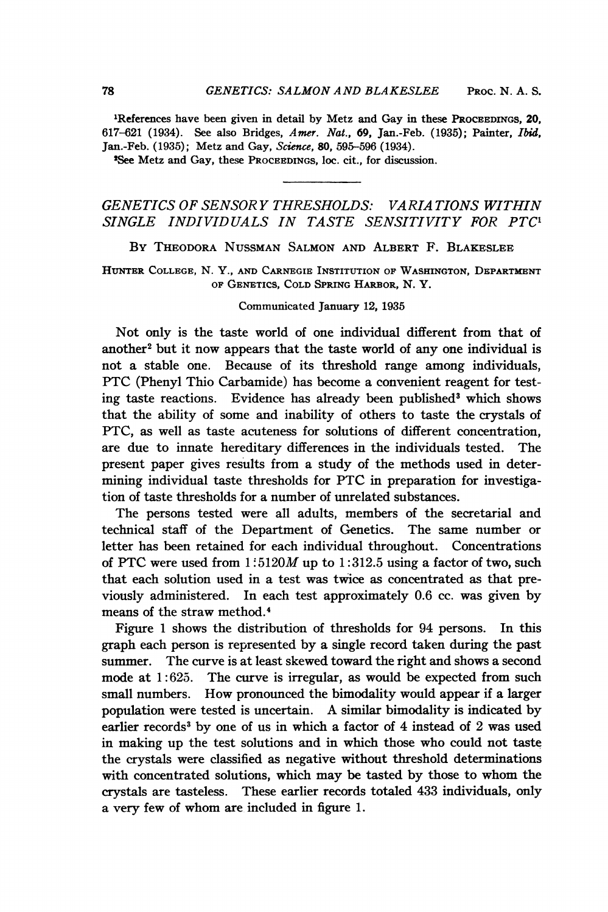[1]References have been given in detail by Metz and Gay in these PROCEEDINGS, **20**, 617–621 (1934). See also Bridges, *Amer. Nat.*, **69**, Jan.-Feb. (1935); Painter, *Ibid*, Jan.-Feb. (1935); Metz and Gay, *Science*, **80**, 595–596 (1934).

[2]See Metz and Gay, these PROCEEDINGS, loc. cit., for discussion.

---

# GENETICS OF SENSORY THRESHOLDS: VARIATIONS WITHIN SINGLE INDIVIDUALS IN TASTE SENSITIVITY FOR PTC[1]

By Theodora Nussman Salmon and Albert F. Blakeslee

Hunter College, N. Y., and Carnegie Institution of Washington, Department of Genetics, Cold Spring Harbor, N. Y.

Communicated January 12, 1935

Not only is the taste world of one individual different from that of another[2] but it now appears that the taste world of any one individual is not a stable one. Because of its threshold range among individuals, PTC (Phenyl Thio Carbamide) has become a convenient reagent for testing taste reactions. Evidence has already been published[3] which shows that the ability of some and inability of others to taste the crystals of PTC, as well as taste acuteness for solutions of different concentration, are due to innate hereditary differences in the individuals tested. The present paper gives results from a study of the methods used in determining individual taste thresholds for PTC in preparation for investigation of taste thresholds for a number of unrelated substances.

The persons tested were all adults, members of the secretarial and technical staff of the Department of Genetics. The same number or letter has been retained for each individual throughout. Concentrations of PTC were used from 1:5120*M* up to 1:312.5 using a factor of two, such that each solution used in a test was twice as concentrated as that previously administered. In each test approximately 0.6 cc. was given by means of the straw method.[4]

Figure 1 shows the distribution of thresholds for 94 persons. In this graph each person is represented by a single record taken during the past summer. The curve is at least skewed toward the right and shows a second mode at 1:625. The curve is irregular, as would be expected from such small numbers. How pronounced the bimodality would appear if a larger population were tested is uncertain. A similar bimodality is indicated by earlier records[3] by one of us in which a factor of 4 instead of 2 was used in making up the test solutions and in which those who could not taste the crystals were classified as negative without threshold determinations with concentrated solutions, which may be tasted by those to whom the crystals are tasteless. These earlier records totaled 433 individuals, only a very few of whom are included in figure 1.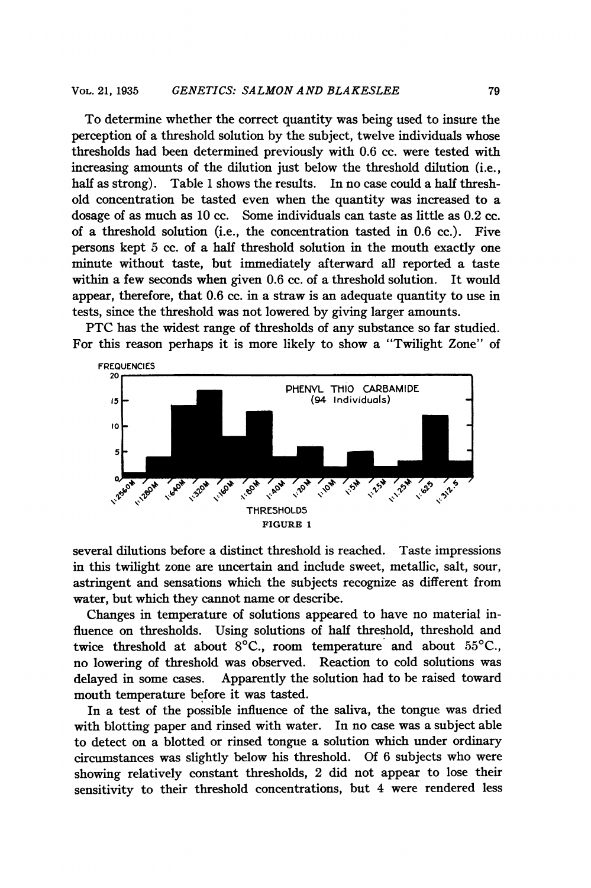To determine whether the correct quantity was being used to insure the perception of a threshold solution by the subject, twelve individuals whose thresholds had been determined previously with 0.6 cc. were tested with increasing amounts of the dilution just below the threshold dilution (i.e., half as strong). Table 1 shows the results. In no case could a half threshold concentration be tasted even when the quantity was increased to a dosage of as much as 10 cc. Some individuals can taste as little as 0.2 cc. of a threshold solution (i.e., the concentration tasted in 0.6 cc.). Five persons kept 5 cc. of a half threshold solution in the mouth exactly one minute without taste, but immediately afterward all reported a taste within a few seconds when given 0.6 cc. of a threshold solution. It would appear, therefore, that 0.6 cc. in a straw is an adequate quantity to use in tests, since the threshold was not lowered by giving larger amounts.

PTC has the widest range of thresholds of any substance so far studied. For this reason perhaps it is more likely to show a "Twilight Zone" of

FREQUENCIES

PHENYL THIO CARBAMIDE (94 Individuals)

1:2560M 1:1280M 1:640M 1:320M 1:160M 1:80M 1:40M 1:20M 1:10M 1:5M 1:2.5M 1:1.25M 1:625 1:312.5

THRESHOLDS

FIGURE 1

several dilutions before a distinct threshold is reached. Taste impressions in this twilight zone are uncertain and include sweet, metallic, salt, sour, astringent and sensations which the subjects recognize as different from water, but which they cannot name or describe.

Changes in temperature of solutions appeared to have no material influence on thresholds. Using solutions of half threshold, threshold and twice threshold at about 8°C., room temperature and about 55°C., no lowering of threshold was observed. Reaction to cold solutions was delayed in some cases. Apparently the solution had to be raised toward mouth temperature before it was tasted.

In a test of the possible influence of the saliva, the tongue was dried with blotting paper and rinsed with water. In no case was a subject able to detect on a blotted or rinsed tongue a solution which under ordinary circumstances was slightly below his threshold. Of 6 subjects who were showing relatively constant thresholds, 2 did not appear to lose their sensitivity to their threshold concentrations, but 4 were rendered less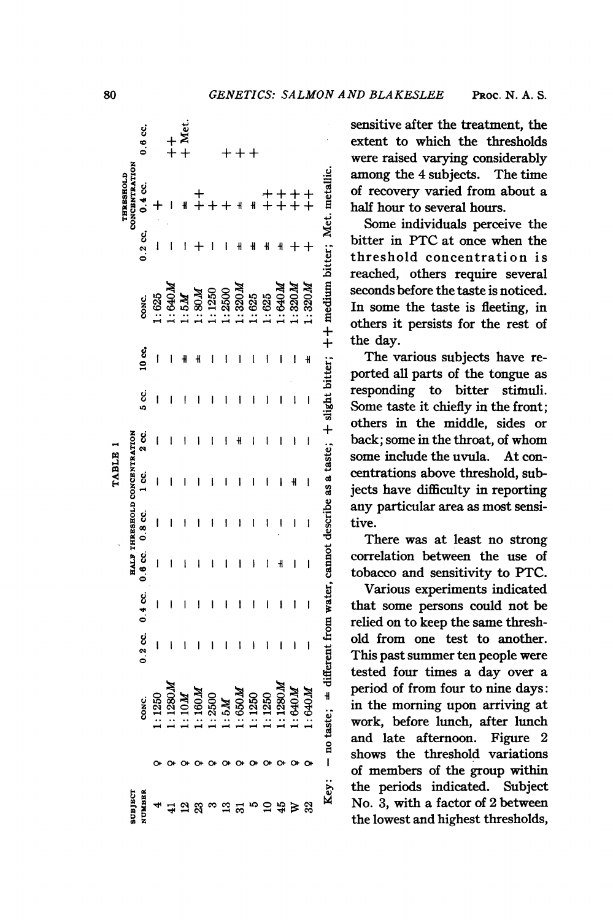sensitive after the treatment, the extent to which the thresholds were raised varying considerably among the 4 subjects. The time of recovery varied from about a half hour to several hours.

Some individuals perceive the bitter in PTC at once when the threshold concentration is reached, others require several seconds before the taste is noticed. In some the taste is fleeting, in others it persists for the rest of the day.

The various subjects have reported all parts of the tongue as responding to bitter stimuli. Some taste it chiefly in the front; others in the middle, sides or back; some in the throat, of whom some include the uvula. At concentrations above threshold, subjects have difficulty in reporting any particular area as most sensitive.

There was at least no strong correlation between the use of tobacco and sensitivity to PTC.

Various experiments indicated that some persons could not be relied on to keep the same threshold from one test to another. This past summer ten people were tested four times a day over a period of from four to nine days: in the morning upon arriving at work, before lunch, after lunch and late afternoon. Figure 2 shows the threshold variations of members of the group within the periods indicated. Subject No. 3, with a factor of 2 between the lowest and highest thresholds,

TABLE 1

| SUBJECT NUMBER | | HALF THRESHOLD CONCENTRATION | | | | | | | | | THRESHOLD CONCENTRATION | | | |
|---|---|---|---|---|---|---|---|---|---|---|---|---|---|---|
| | | CONC. | 0.2 cc. | 0.4 cc. | 0.6 cc. | 0.8 cc. | 1 cc. | 2 cc. | 5 cc. | 10 cc. | CONC. | 0.2 cc. | 0.4 cc. | 0.6 cc. |
| 4 | ♀ | 1:1250 | − | − | − | − | − | − | − | − | 1:625 | − | + | |
| 41 | ♀ | 1:1280M | − | − | − | − | − | − | − | − | 1:640M | − | − | ++ |
| 12 | ♀ | 1:10M | − | − | − | − | − | − | − | ± | 1:5M | − | ± | ++ Met. |
| 23 | ♀ | 1:160M | − | − | − | − | − | − | − | ± | 1:80M | + | ++ | |
| 3 | ♀ | 1:2500 | − | − | − | − | − | − | − | − | 1:1250 | − | + | |
| 13 | ♀ | 1:5M | − | − | − | − | − | ± | − | − | 1:2500 | − | + | + |
| 31 | ♀ | 1:650M | − | − | − | − | − | − | − | − | 1:320M | ± | ± | + |
| 5 | ♀ | 1:1250 | − | − | − | − | − | − | − | − | 1:625 | ± | ± | + |
| 10 | ♀ | 1:1250 | − | − | − | − | − | − | − | − | 1:625 | ± | ++ | |
| 45 | ♀ | 1:1280M | − | − | ± | − | ± | − | − | − | 1:640M | ± | ++ | |
| W | ♀ | 1:640M | − | − | − | − | − | − | − | − | 1:320M | + | ++ | |
| 32 | ♀ | 1:640M | − | − | − | − | − | − | − | ± | 1:320M | + | ++ | |

Key: − no taste; ± different from water, cannot describe as a taste; + slight bitter; ++ medium bitter; Met. metallic.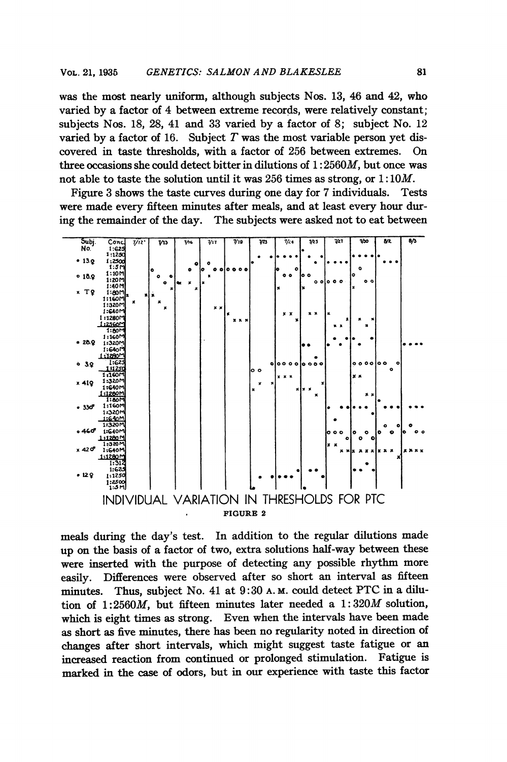was the most nearly uniform, although subjects Nos. 13, 46 and 42, who varied by a factor of 4 between extreme records, were relatively constant; subjects Nos. 18, 28, 41 and 33 varied by a factor of 8; subject No. 12 varied by a factor of 16. Subject *T* was the most variable person yet discovered in taste thresholds, with a factor of 256 between extremes. On three occasions she could detect bitter in dilutions of 1:2560*M*, but once was not able to taste the solution until it was 256 times as strong, or 1:10*M*.

Figure 3 shows the taste curves during one day for 7 individuals. Tests were made every fifteen minutes after meals, and at least every hour during the remainder of the day. The subjects were asked not to eat between

INDIVIDUAL VARIATION IN THRESHOLDS FOR PTC

FIGURE 2

meals during the day's test. In addition to the regular dilutions made up on the basis of a factor of two, extra solutions half-way between these were inserted with the purpose of detecting any possible rhythm more easily. Differences were observed after so short an interval as fifteen minutes. Thus, subject No. 41 at 9:30 A.M. could detect PTC in a dilution of 1:2560*M*, but fifteen minutes later needed a 1:320*M* solution, which is eight times as strong. Even when the intervals have been made as short as five minutes, there has been no regularity noted in direction of changes after short intervals, which might suggest taste fatigue or an increased reaction from continued or prolonged stimulation. Fatigue is marked in the case of odors, but in our experience with taste this factor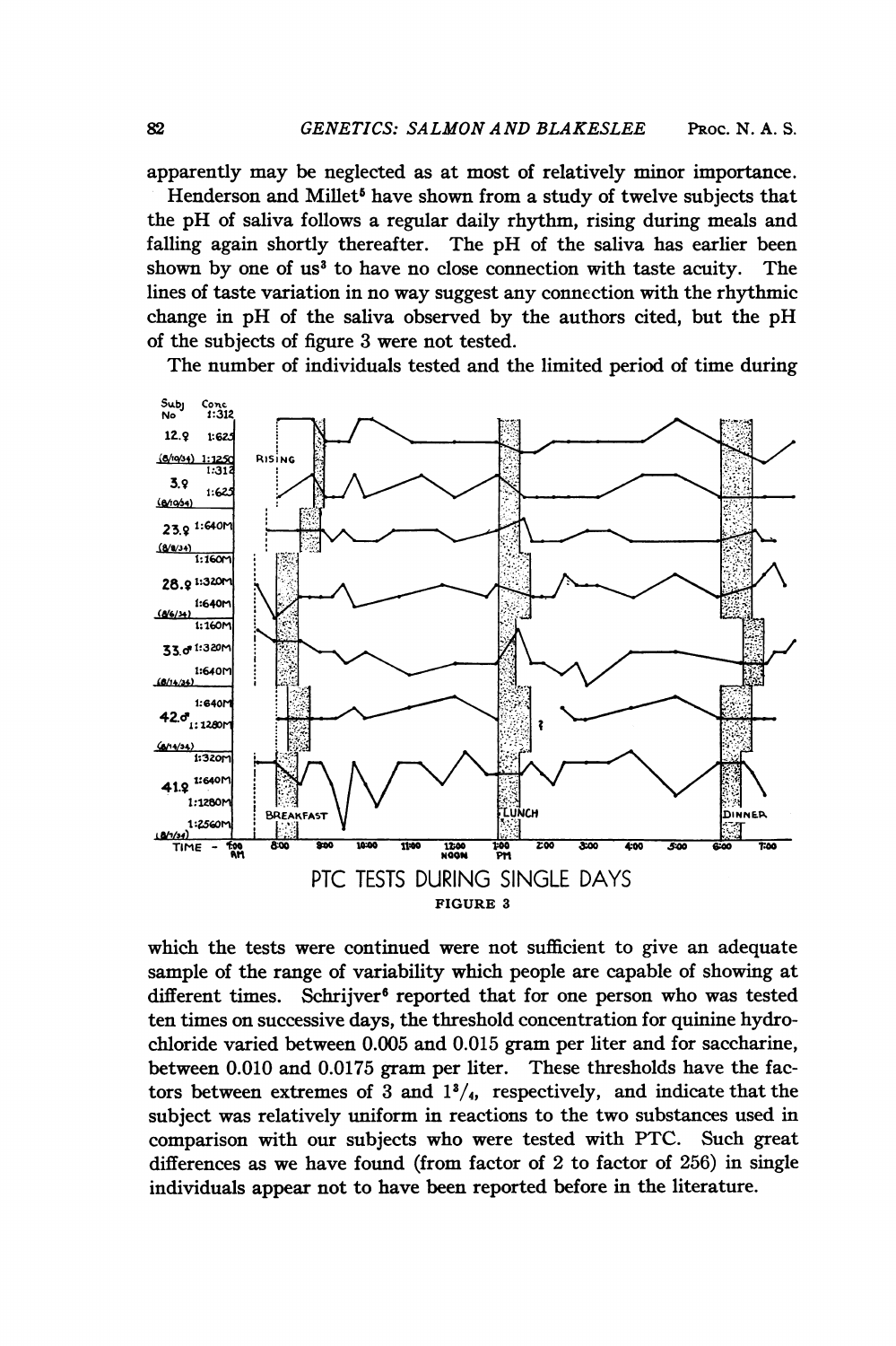apparently may be neglected as at most of relatively minor importance.

Henderson and Millet[5] have shown from a study of twelve subjects that the pH of saliva follows a regular daily rhythm, rising during meals and falling again shortly thereafter. The pH of the saliva has earlier been shown by one of us[3] to have no close connection with taste acuity. The lines of taste variation in no way suggest any connection with the rhythmic change in pH of the saliva observed by the authors cited, but the pH of the subjects of figure 3 were not tested.

The number of individuals tested and the limited period of time during

PTC TESTS DURING SINGLE DAYS

FIGURE 3

which the tests were continued were not sufficient to give an adequate sample of the range of variability which people are capable of showing at different times. Schrijver[6] reported that for one person who was tested ten times on successive days, the threshold concentration for quinine hydrochloride varied between 0.005 and 0.015 gram per liter and for saccharine, between 0.010 and 0.0175 gram per liter. These thresholds have the factors between extremes of 3 and $1^3/_4$, respectively, and indicate that the subject was relatively uniform in reactions to the two substances used in comparison with our subjects who were tested with PTC. Such great differences as we have found (from factor of 2 to factor of 256) in single individuals appear not to have been reported before in the literature.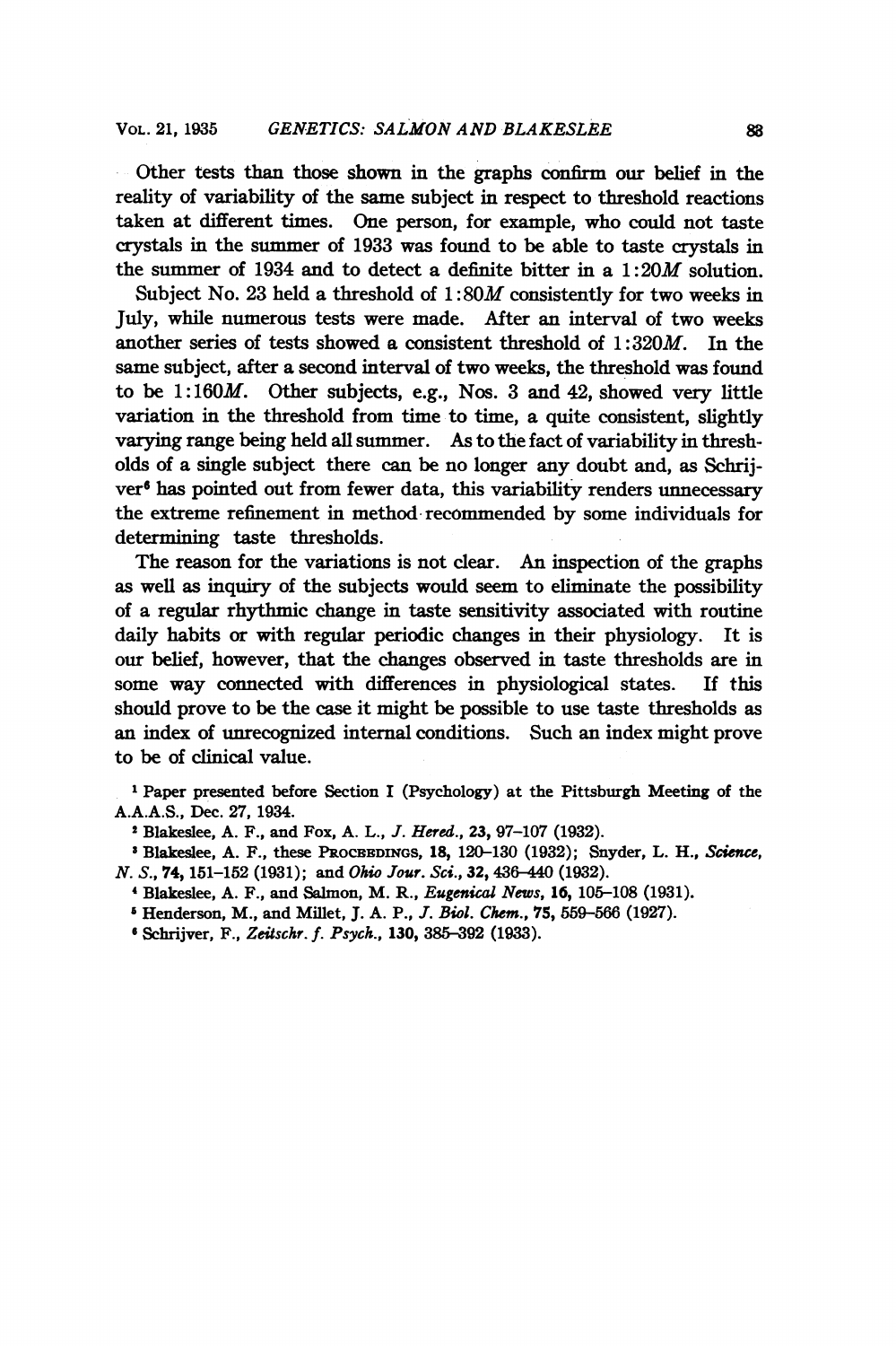Other tests than those shown in the graphs confirm our belief in the reality of variability of the same subject in respect to threshold reactions taken at different times. One person, for example, who could not taste crystals in the summer of 1933 was found to be able to taste crystals in the summer of 1934 and to detect a definite bitter in a $1:20M$ solution.

Subject No. 23 held a threshold of $1:80M$ consistently for two weeks in July, while numerous tests were made. After an interval of two weeks another series of tests showed a consistent threshold of $1:320M$. In the same subject, after a second interval of two weeks, the threshold was found to be $1:160M$. Other subjects, e.g., Nos. 3 and 42, showed very little variation in the threshold from time to time, a quite consistent, slightly varying range being held all summer. As to the fact of variability in thresholds of a single subject there can be no longer any doubt and, as Schrijver[6] has pointed out from fewer data, this variability renders unnecessary the extreme refinement in method recommended by some individuals for determining taste thresholds.

The reason for the variations is not clear. An inspection of the graphs as well as inquiry of the subjects would seem to eliminate the possibility of a regular rhythmic change in taste sensitivity associated with routine daily habits or with regular periodic changes in their physiology. It is our belief, however, that the changes observed in taste thresholds are in some way connected with differences in physiological states. If this should prove to be the case it might be possible to use taste thresholds as an index of unrecognized internal conditions. Such an index might prove to be of clinical value.

[1] Paper presented before Section I (Psychology) at the Pittsburgh Meeting of the A.A.A.S., Dec. 27, 1934.

[2] Blakeslee, A. F., and Fox, A. L., *J. Hered.*, **23**, 97–107 (1932).

[3] Blakeslee, A. F., these PROCEEDINGS, **18**, 120–130 (1932); Snyder, L. H., *Science*, *N. S.*, **74**, 151–152 (1931); and *Ohio Jour. Sci.*, **32**, 436–440 (1932).

[4] Blakeslee, A. F., and Salmon, M. R., *Eugenical News*, **16**, 105–108 (1931).

[5] Henderson, M., and Millet, J. A. P., *J. Biol. Chem.*, **75**, 559–566 (1927).

[6] Schrijver, F., *Zeitschr. f. Psych.*, **130**, 385–392 (1933).